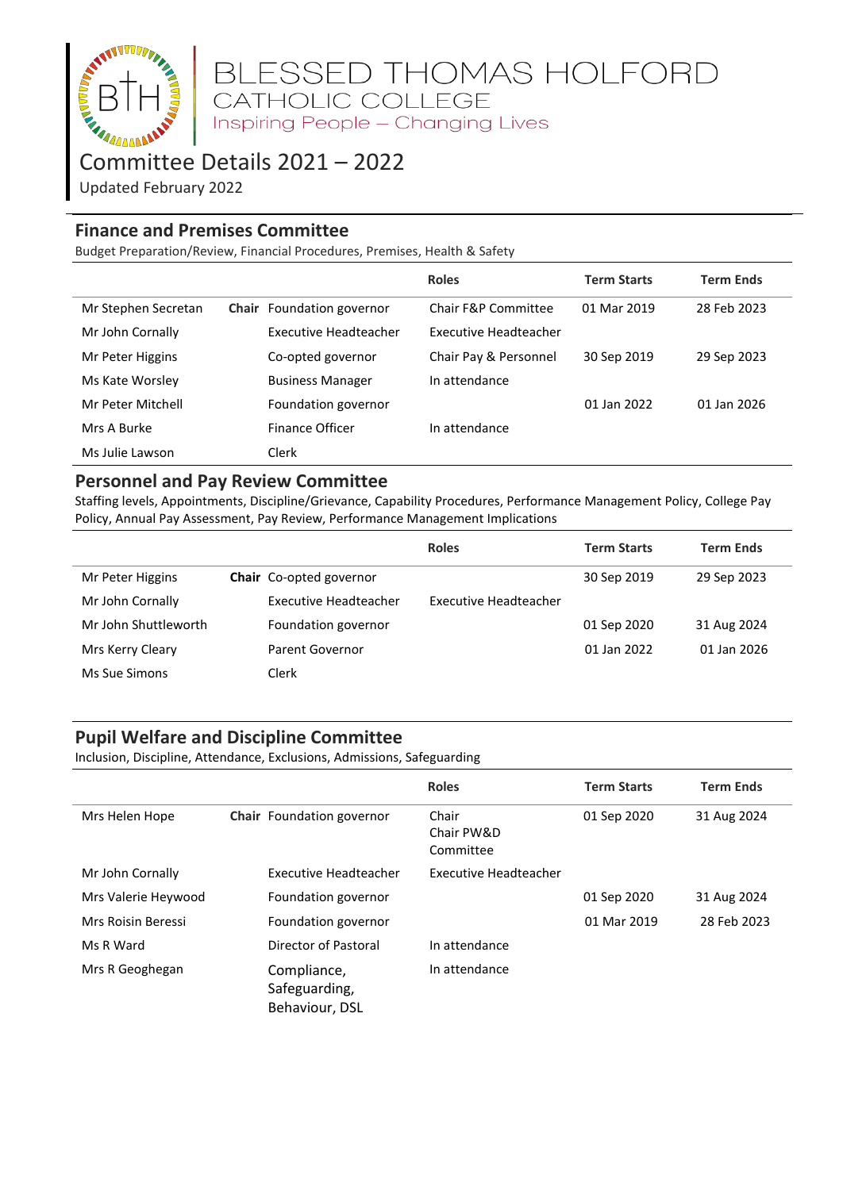# BLESSED THOMAS HOLFORD CATHOLIC COLLEGE

Inspiring People – Changing Lives

## Committee Details 2021 – 2022

Updated February 2022

### Finance and Premises Committee

Budget Preparation/Review, Financial Procedures, Premises, Health & Safety

| | | | Roles | Term Starts | Term Ends |
|---|---|---|---|---|---|
| Mr Stephen Secretan | **Chair** | Foundation governor | Chair F&P Committee | 01 Mar 2019 | 28 Feb 2023 |
| Mr John Cornally | | Executive Headteacher | Executive Headteacher | | |
| Mr Peter Higgins | | Co-opted governor | Chair Pay & Personnel | 30 Sep 2019 | 29 Sep 2023 |
| Ms Kate Worsley | | Business Manager | In attendance | | |
| Mr Peter Mitchell | | Foundation governor | | 01 Jan 2022 | 01 Jan 2026 |
| Mrs A Burke | | Finance Officer | In attendance | | |
| Ms Julie Lawson | | Clerk | | | |

### Personnel and Pay Review Committee

Staffing levels, Appointments, Discipline/Grievance, Capability Procedures, Performance Management Policy, College Pay Policy, Annual Pay Assessment, Pay Review, Performance Management Implications

| | | | Roles | Term Starts | Term Ends |
|---|---|---|---|---|---|
| Mr Peter Higgins | **Chair** | Co-opted governor | | 30 Sep 2019 | 29 Sep 2023 |
| Mr John Cornally | | Executive Headteacher | Executive Headteacher | | |
| Mr John Shuttleworth | | Foundation governor | | 01 Sep 2020 | 31 Aug 2024 |
| Mrs Kerry Cleary | | Parent Governor | | 01 Jan 2022 | 01 Jan 2026 |
| Ms Sue Simons | | Clerk | | | |

### Pupil Welfare and Discipline Committee

Inclusion, Discipline, Attendance, Exclusions, Admissions, Safeguarding

| | | | Roles | Term Starts | Term Ends |
|---|---|---|---|---|---|
| Mrs Helen Hope | **Chair** | Foundation governor | Chair Chair PW&D Committee | 01 Sep 2020 | 31 Aug 2024 |
| Mr John Cornally | | Executive Headteacher | Executive Headteacher | | |
| Mrs Valerie Heywood | | Foundation governor | | 01 Sep 2020 | 31 Aug 2024 |
| Mrs Roisin Beressi | | Foundation governor | | 01 Mar 2019 | 28 Feb 2023 |
| Ms R Ward | | Director of Pastoral | In attendance | | |
| Mrs R Geoghegan | | Compliance, Safeguarding, Behaviour, DSL | In attendance | | |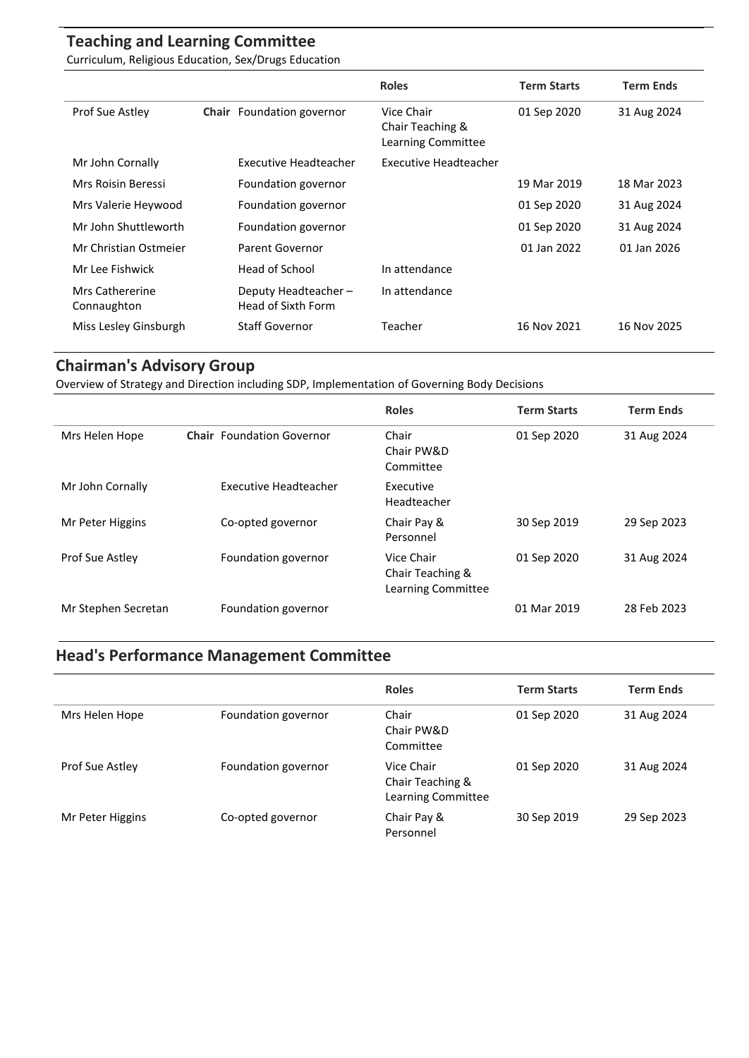## Teaching and Learning Committee

Curriculum, Religious Education, Sex/Drugs Education

| | | | Roles | Term Starts | Term Ends |
|---|---|---|---|---|---|
| Prof Sue Astley | **Chair** | Foundation governor | Vice Chair<br>Chair Teaching & Learning Committee | 01 Sep 2020 | 31 Aug 2024 |
| Mr John Cornally | | Executive Headteacher | Executive Headteacher | | |
| Mrs Roisin Beressi | | Foundation governor | | 19 Mar 2019 | 18 Mar 2023 |
| Mrs Valerie Heywood | | Foundation governor | | 01 Sep 2020 | 31 Aug 2024 |
| Mr John Shuttleworth | | Foundation governor | | 01 Sep 2020 | 31 Aug 2024 |
| Mr Christian Ostmeier | | Parent Governor | | 01 Jan 2022 | 01 Jan 2026 |
| Mr Lee Fishwick | | Head of School | In attendance | | |
| Mrs Cathererine Connaughton | | Deputy Headteacher – Head of Sixth Form | In attendance | | |
| Miss Lesley Ginsburgh | | Staff Governor | Teacher | 16 Nov 2021 | 16 Nov 2025 |

## Chairman's Advisory Group

Overview of Strategy and Direction including SDP, Implementation of Governing Body Decisions

| | | | Roles | Term Starts | Term Ends |
|---|---|---|---|---|---|
| Mrs Helen Hope | **Chair** | Foundation Governor | Chair<br>Chair PW&D Committee | 01 Sep 2020 | 31 Aug 2024 |
| Mr John Cornally | | Executive Headteacher | Executive Headteacher | | |
| Mr Peter Higgins | | Co-opted governor | Chair Pay & Personnel | 30 Sep 2019 | 29 Sep 2023 |
| Prof Sue Astley | | Foundation governor | Vice Chair<br>Chair Teaching & Learning Committee | 01 Sep 2020 | 31 Aug 2024 |
| Mr Stephen Secretan | | Foundation governor | | 01 Mar 2019 | 28 Feb 2023 |

## Head's Performance Management Committee

| | | Roles | Term Starts | Term Ends |
|---|---|---|---|---|
| Mrs Helen Hope | Foundation governor | Chair<br>Chair PW&D Committee | 01 Sep 2020 | 31 Aug 2024 |
| Prof Sue Astley | Foundation governor | Vice Chair<br>Chair Teaching & Learning Committee | 01 Sep 2020 | 31 Aug 2024 |
| Mr Peter Higgins | Co-opted governor | Chair Pay & Personnel | 30 Sep 2019 | 29 Sep 2023 |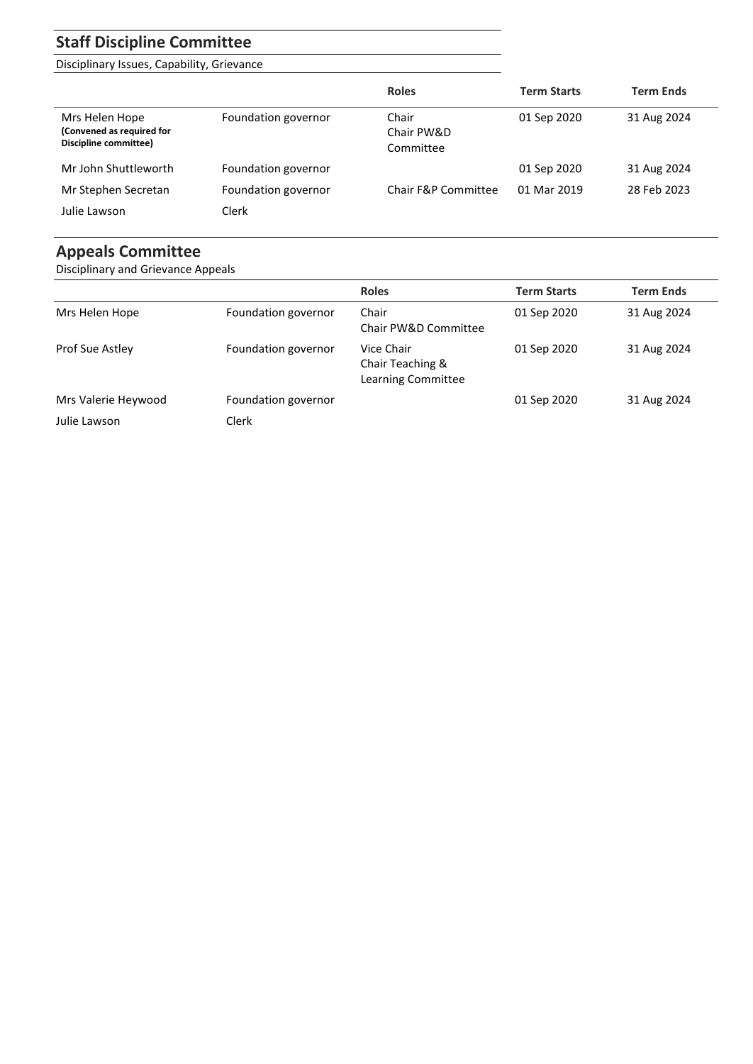## Staff Discipline Committee

Disciplinary Issues, Capability, Grievance

| | | Roles | Term Starts | Term Ends |
|---|---|---|---|---|
| Mrs Helen Hope **(Convened as required for Discipline committee)** | Foundation governor | Chair<br>Chair PW&D Committee | 01 Sep 2020 | 31 Aug 2024 |
| Mr John Shuttleworth | Foundation governor | | 01 Sep 2020 | 31 Aug 2024 |
| Mr Stephen Secretan | Foundation governor | Chair F&P Committee | 01 Mar 2019 | 28 Feb 2023 |
| Julie Lawson | Clerk | | | |

## Appeals Committee

Disciplinary and Grievance Appeals

| | | Roles | Term Starts | Term Ends |
|---|---|---|---|---|
| Mrs Helen Hope | Foundation governor | Chair<br>Chair PW&D Committee | 01 Sep 2020 | 31 Aug 2024 |
| Prof Sue Astley | Foundation governor | Vice Chair<br>Chair Teaching & Learning Committee | 01 Sep 2020 | 31 Aug 2024 |
| Mrs Valerie Heywood | Foundation governor | | 01 Sep 2020 | 31 Aug 2024 |
| Julie Lawson | Clerk | | | |